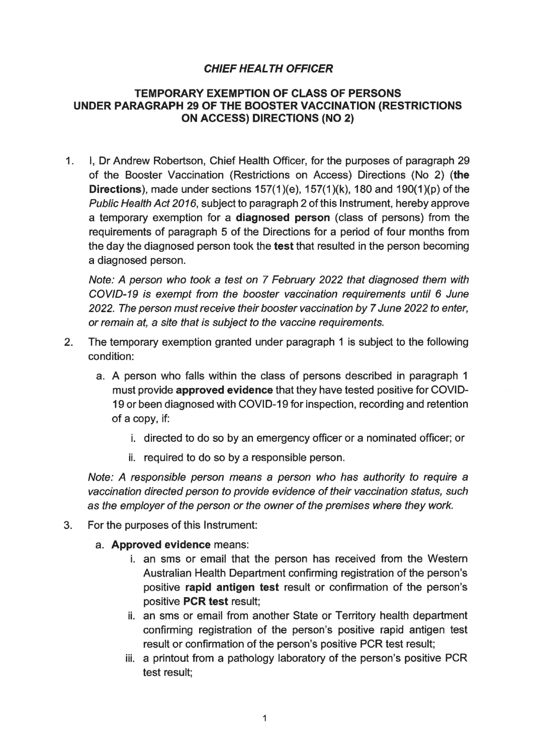## *CHIEF HEALTH OFFICER*

### TEMPORARY EXEMPTION OF CLASS OF PERSONS UNDER PARAGRAPH 29 OF THE BOOSTER VACCINATION (RESTRICTIONS ON ACCESS) DIRECTIONS (NO 2)

1. I, Dr Andrew Robertson, Chief Health Officer, for the purposes of paragraph 29 of the Booster Vaccination (Restrictions on Access) Directions (No 2) (**the Directions**), made under sections 157(1)(e), 157(1)(k), 180 and 190(1)(p) of the *Public Health Act 2016*, subject to paragraph 2 of this Instrument, hereby approve a temporary exemption for a **diagnosed person** (class of persons) from the requirements of paragraph 5 of the Directions for a period of four months from the day the diagnosed person took the **test** that resulted in the person becoming a diagnosed person.

   *Note: A person who took a test on 7 February 2022 that diagnosed them with COVID-19 is exempt from the booster vaccination requirements until 6 June 2022. The person must receive their booster vaccination by 7 June 2022 to enter, or remain at, a site that is subject to the vaccine requirements.*

2. The temporary exemption granted under paragraph 1 is subject to the following condition:

   a. A person who falls within the class of persons described in paragraph 1 must provide **approved evidence** that they have tested positive for COVID-19 or been diagnosed with COVID-19 for inspection, recording and retention of a copy, if:

      i. directed to do so by an emergency officer or a nominated officer; or

      ii. required to do so by a responsible person.

   *Note: A responsible person means a person who has authority to require a vaccination directed person to provide evidence of their vaccination status, such as the employer of the person or the owner of the premises where they work.*

3. For the purposes of this Instrument:

   a. **Approved evidence** means:

      i. an sms or email that the person has received from the Western Australian Health Department confirming registration of the person's positive **rapid antigen test** result or confirmation of the person's positive **PCR test** result;

      ii. an sms or email from another State or Territory health department confirming registration of the person's positive rapid antigen test result or confirmation of the person's positive PCR test result;

      iii. a printout from a pathology laboratory of the person's positive PCR test result;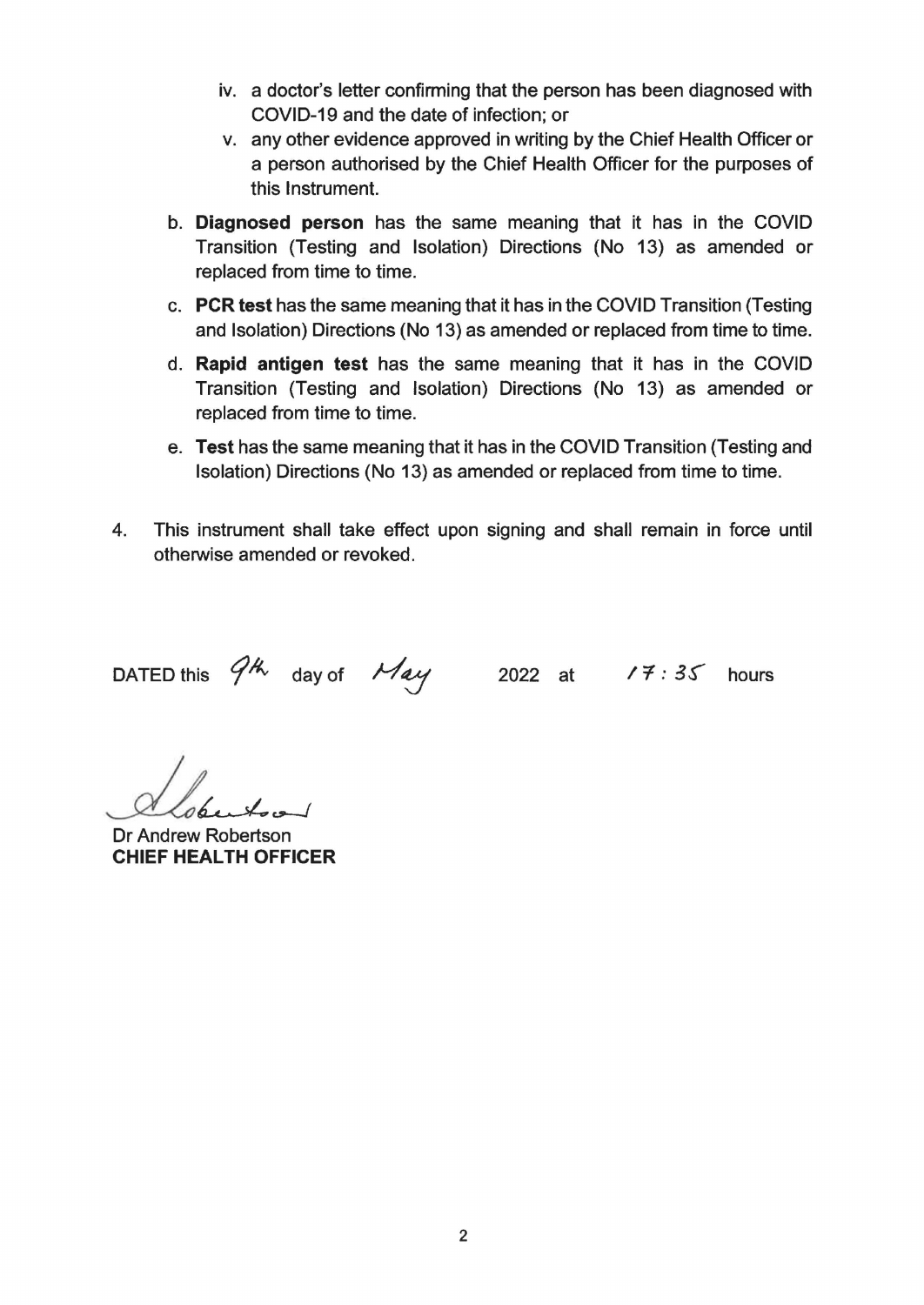iv. a doctor's letter confirming that the person has been diagnosed with COVID-19 and the date of infection; or

   v. any other evidence approved in writing by the Chief Health Officer or a person authorised by the Chief Health Officer for the purposes of this Instrument.

b. **Diagnosed person** has the same meaning that it has in the COVID Transition (Testing and Isolation) Directions (No 13) as amended or replaced from time to time.

c. **PCR test** has the same meaning that it has in the COVID Transition (Testing and Isolation) Directions (No 13) as amended or replaced from time to time.

d. **Rapid antigen test** has the same meaning that it has in the COVID Transition (Testing and Isolation) Directions (No 13) as amended or replaced from time to time.

e. **Test** has the same meaning that it has in the COVID Transition (Testing and Isolation) Directions (No 13) as amended or replaced from time to time.

4. This instrument shall take effect upon signing and shall remain in force until otherwise amended or revoked.

DATED this 9th day of May 2022 at 17:35 hours

Dr Andrew Robertson
**CHIEF HEALTH OFFICER**